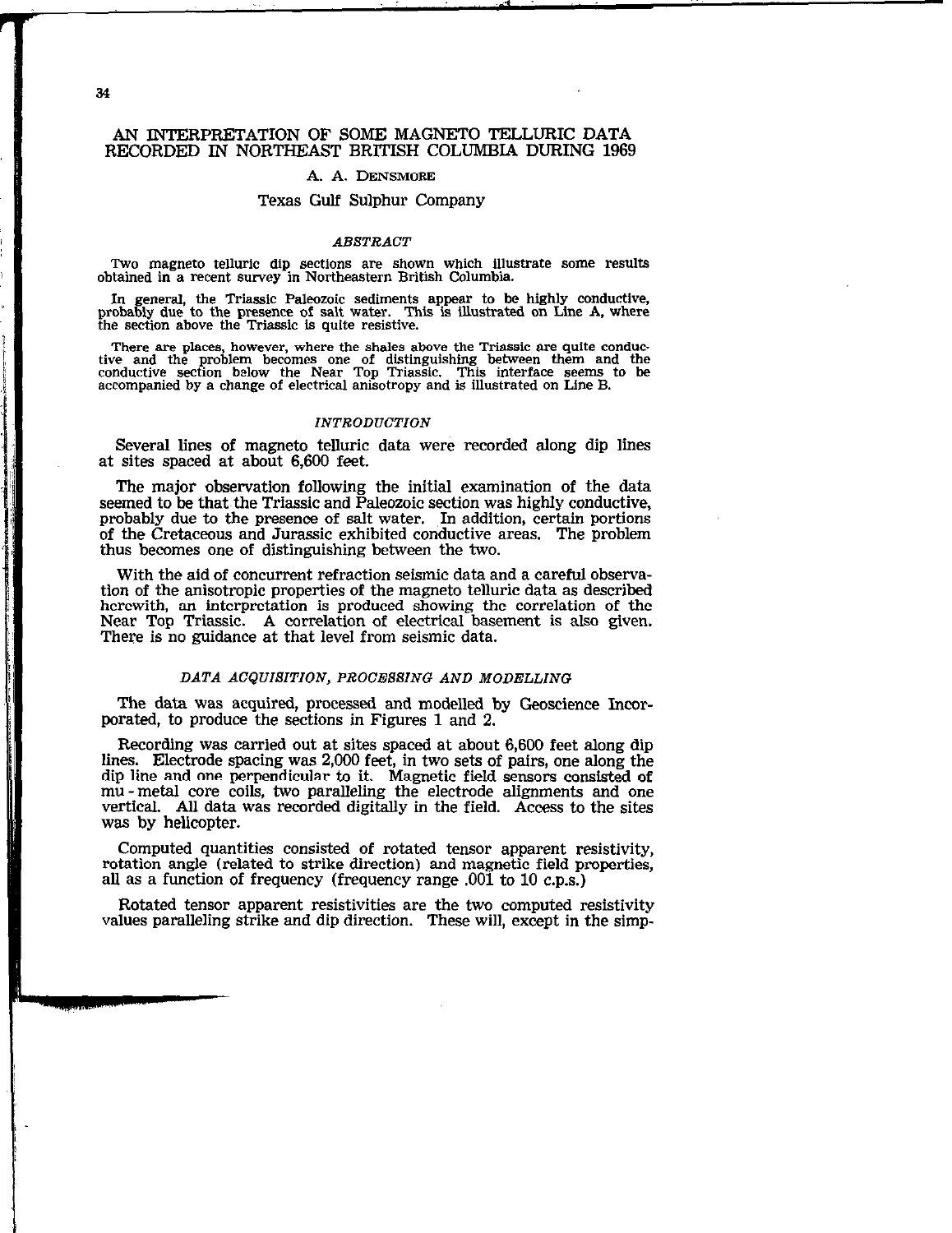# AN INTERPRETATION OF SOME MAGNETO TELLURIC DATA RECORDED IN NORTHEAST BRITISH COLUMBIA DURING 1969

A. A. DENSMORE

Texas Gulf Sulphur Company

## *ABSTRACT*

Two magneto telluric dip sections are shown which illustrate some results obtained in a recent survey in Northeastern British Columbia.

In general, the Triassic Paleozoic sediments appear to be highly conductive, probably due to the presence of salt water. This is illustrated on Line A, where the section above the Triassic is quite resistive.

There are places, however, where the shales above the Triassic are quite conductive and the problem becomes one of distinguishing between them and the conductive section below the Near Top Triassic. This interface seems to be accompanied by a change of electrical anisotropy and is illustrated on Line B.

## *INTRODUCTION*

Several lines of magneto telluric data were recorded along dip lines at sites spaced at about 6,600 feet.

The major observation following the initial examination of the data seemed to be that the Triassic and Paleozoic section was highly conductive, probably due to the presence of salt water. In addition, certain portions of the Cretaceous and Jurassic exhibited conductive areas. The problem thus becomes one of distinguishing between the two.

With the aid of concurrent refraction seismic data and a careful observation of the anisotropic properties of the magneto telluric data as described herewith, an interpretation is produced showing the correlation of the Near Top Triassic. A correlation of electrical basement is also given. There is no guidance at that level from seismic data.

## *DATA ACQUISITION, PROCESSING AND MODELLING*

The data was acquired, processed and modelled by Geoscience Incorporated, to produce the sections in Figures 1 and 2.

Recording was carried out at sites spaced at about 6,600 feet along dip lines. Electrode spacing was 2,000 feet, in two sets of pairs, one along the dip line and one perpendicular to it. Magnetic field sensors consisted of mu-metal core coils, two paralleling the electrode alignments and one vertical. All data was recorded digitally in the field. Access to the sites was by helicopter.

Computed quantities consisted of rotated tensor apparent resistivity, rotation angle (related to strike direction) and magnetic field properties, all as a function of frequency (frequency range .001 to 10 c.p.s.)

Rotated tensor apparent resistivities are the two computed resistivity values paralleling strike and dip direction. These will, except in the simp-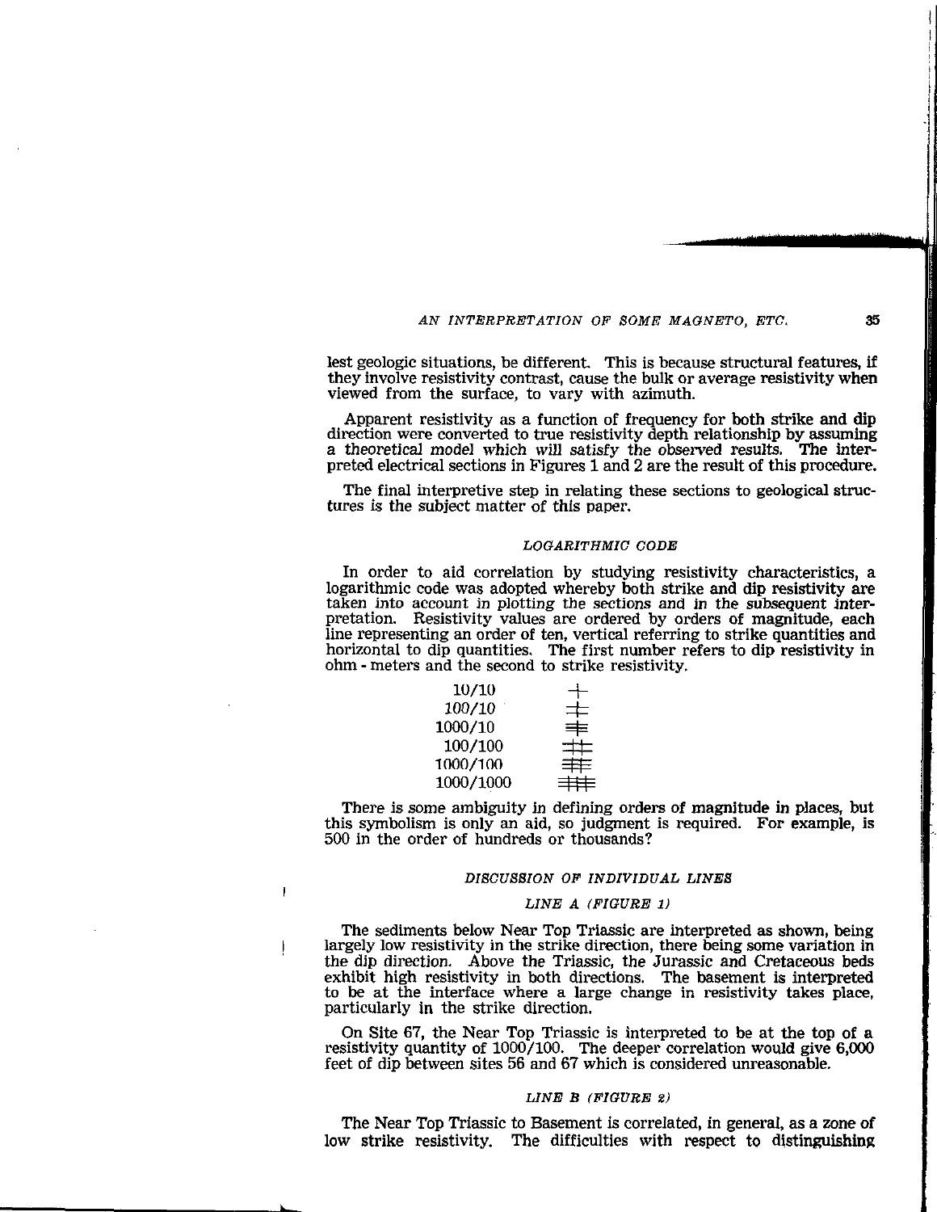lest geologic situations, be different. This is because structural features, if they involve resistivity contrast, cause the bulk or average resistivity when viewed from the surface, to vary with azimuth.

Apparent resistivity as a function of frequency for both strike and dip direction were converted to true resistivity depth relationship by assuming a theoretical model which will satisfy the observed results. The interpreted electrical sections in Figures 1 and 2 are the result of this procedure.

The final interpretive step in relating these sections to geological structures is the subject matter of this paper.

## LOGARITHMIC CODE

In order to aid correlation by studying resistivity characteristics, a logarithmic code was adopted whereby both strike and dip resistivity are taken into account in plotting the sections and in the subsequent interpretation. Resistivity values are ordered by orders of magnitude, each line representing an order of ten, vertical referring to strike quantities and horizontal to dip quantities. The first number refers to dip resistivity in ohm - meters and the second to strike resistivity.

| | |
|---|---|
| 10/10 | ┼ |
| 100/10 | ╪ |
| 1000/10 | ╪ (3 horizontal, 1 vertical) |
| 100/100 | ╫╪ (2 horizontal, 2 vertical) |
| 1000/100 | (3 horizontal, 2 vertical) |
| 1000/1000 | (3 horizontal, 3 vertical) |

There is some ambiguity in defining orders of magnitude in places, but this symbolism is only an aid, so judgment is required. For example, is 500 in the order of hundreds or thousands?

## DISCUSSION OF INDIVIDUAL LINES

### LINE A (FIGURE 1)

The sediments below Near Top Triassic are interpreted as shown, being largely low resistivity in the strike direction, there being some variation in the dip direction. Above the Triassic, the Jurassic and Cretaceous beds exhibit high resistivity in both directions. The basement is interpreted to be at the interface where a large change in resistivity takes place, particularly in the strike direction.

On Site 67, the Near Top Triassic is interpreted to be at the top of a resistivity quantity of 1000/100. The deeper correlation would give 6,000 feet of dip between sites 56 and 67 which is considered unreasonable.

### LINE B (FIGURE 2)

The Near Top Triassic to Basement is correlated, in general, as a zone of low strike resistivity. The difficulties with respect to distinguishing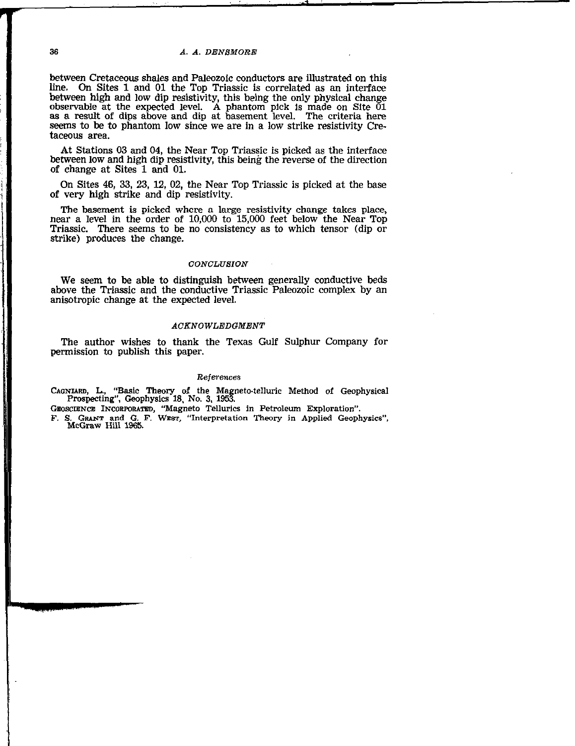between Cretaceous shales and Paleozoic conductors are illustrated on this line. On Sites 1 and 01 the Top Triassic is correlated as an interface between high and low dip resistivity, this being the only physical change observable at the expected level. A phantom pick is made on Site 01 as a result of dips above and dip at basement level. The criteria here seems to be to phantom low since we are in a low strike resistivity Cretaceous area.

At Stations 03 and 04, the Near Top Triassic is picked as the interface between low and high dip resistivity, this being the reverse of the direction of change at Sites 1 and 01.

On Sites 46, 33, 23, 12, 02, the Near Top Triassic is picked at the base of very high strike and dip resistivity.

The basement is picked where a large resistivity change takes place, near a level in the order of 10,000 to 15,000 feet below the Near Top Triassic. There seems to be no consistency as to which tensor (dip or strike) produces the change.

## *CONCLUSION*

We seem to be able to distinguish between generally conductive beds above the Triassic and the conductive Triassic Paleozoic complex by an anisotropic change at the expected level.

## *ACKNOWLEDGMENT*

The author wishes to thank the Texas Gulf Sulphur Company for permission to publish this paper.

### *References*

CAGNIARD, L., "Basic Theory of the Magneto-telluric Method of Geophysical Prospecting", Geophysics 18, No. 3, 1953.

GEOSCIENCE INCORPORATED, "Magneto Tellurics in Petroleum Exploration".

F. S. GRANT and G. F. WEST, "Interpretation Theory in Applied Geophysics", McGraw Hill 1965.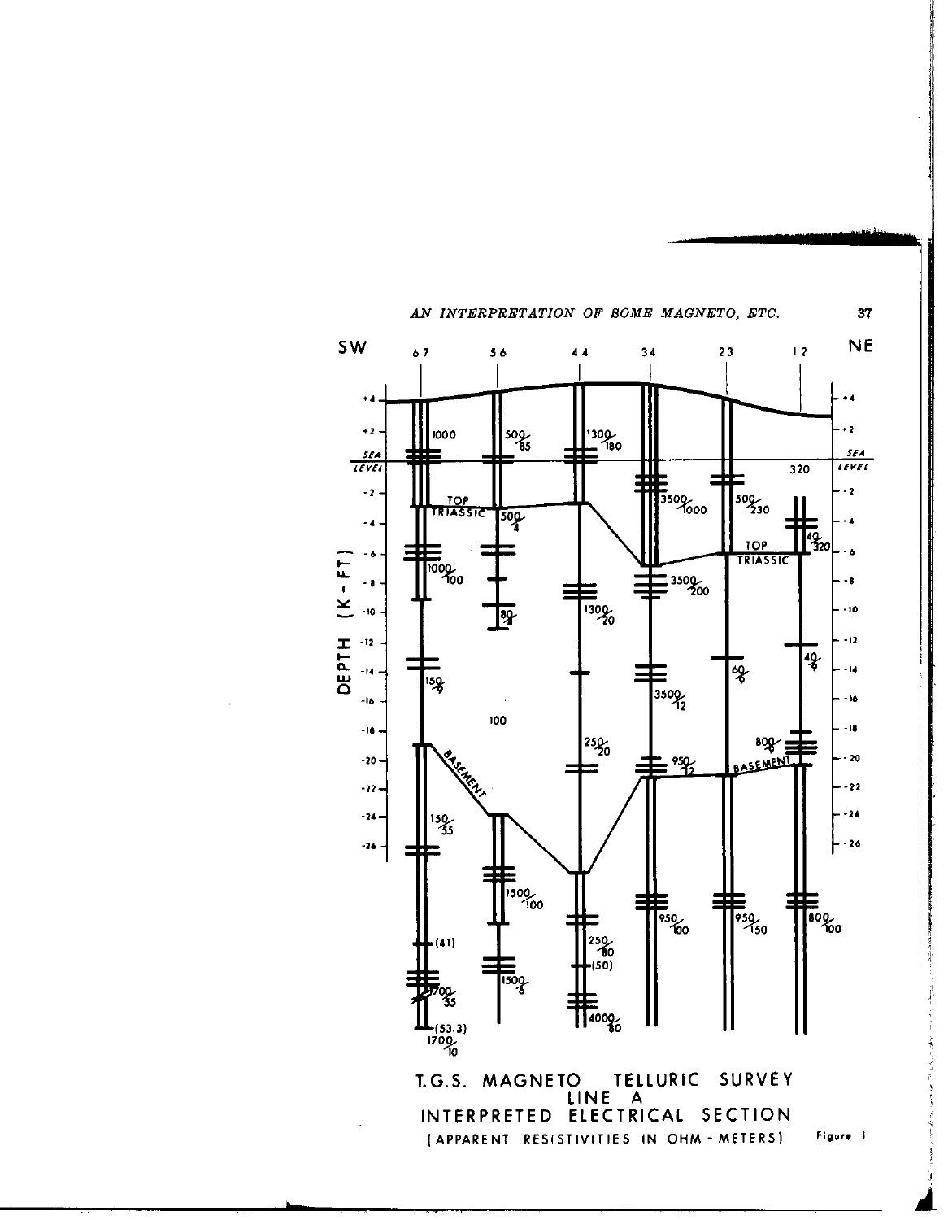T.G.S. MAGNETO TELLURIC SURVEY
LINE A
INTERPRETED ELECTRICAL SECTION
(APPARENT RESISTIVITIES IN OHM - METERS)

Figure 1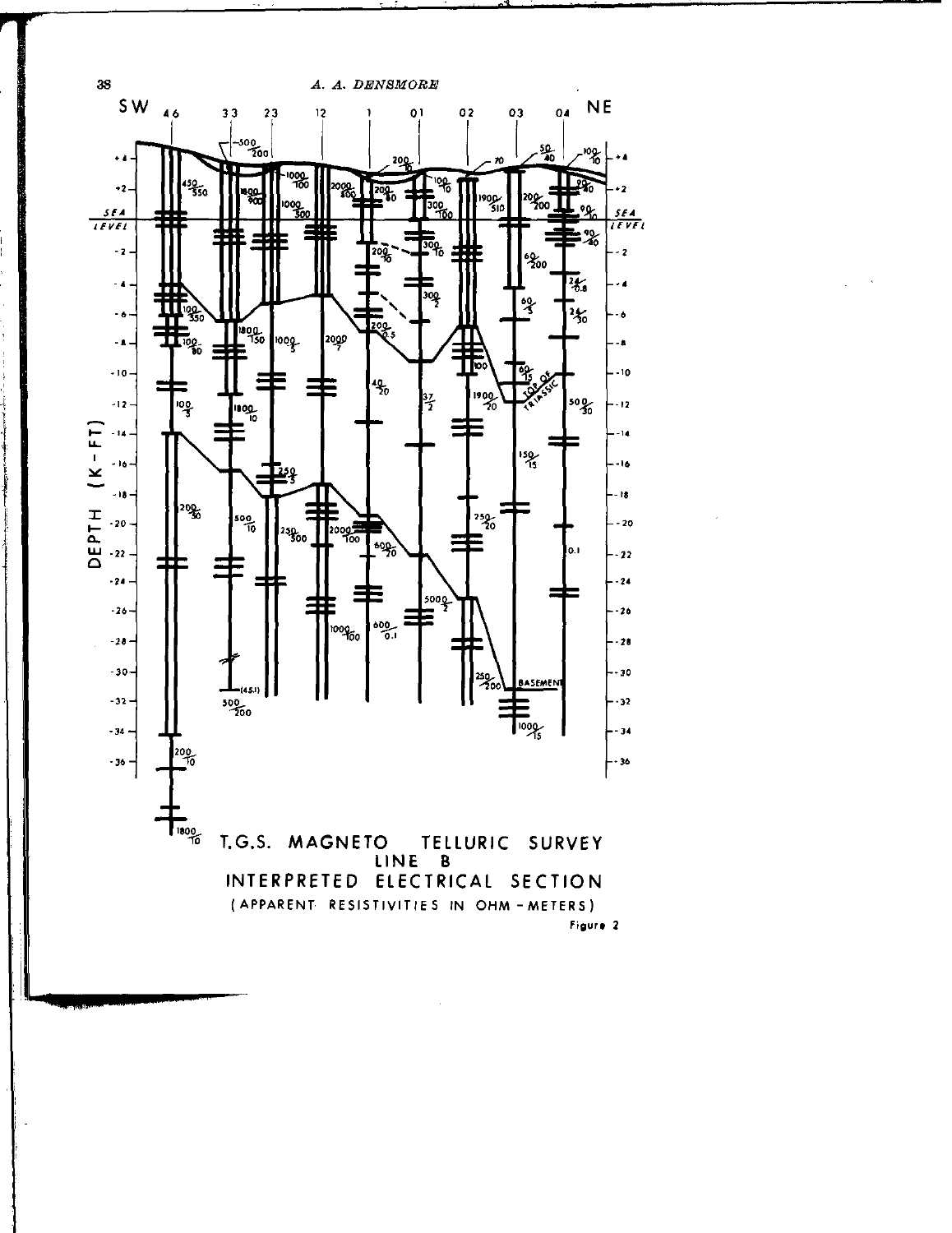SW 46 33 23 12 1 01 02 03 04 NE

SEA LEVEL

DEPTH (K-FT)

TOP OF TRIASSIC

BASEMENT

T.G.S. MAGNETO TELLURIC SURVEY

LINE B

INTERPRETED ELECTRICAL SECTION

(APPARENT RESISTIVITIES IN OHM-METERS)

Figure 2